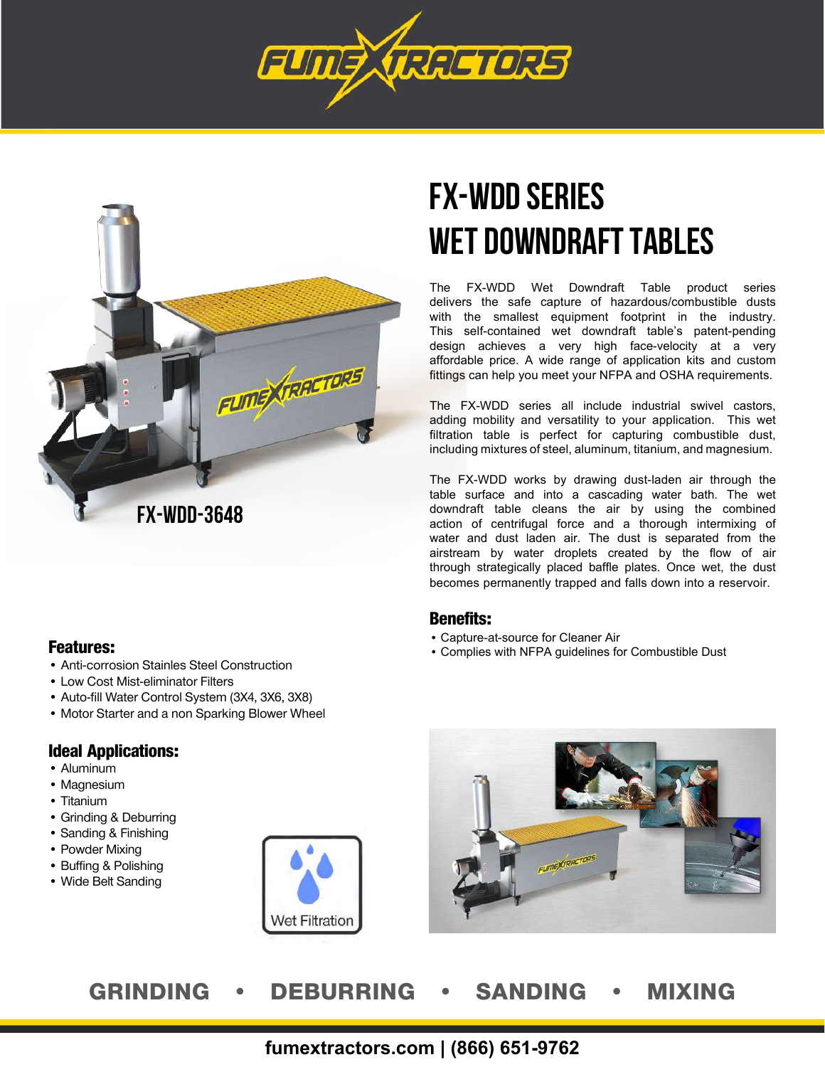# FX-WDD SERIES

# WET DOWNDRAFT TABLES

FX-WDD-3648

The FX-WDD Wet Downdraft Table product series delivers the safe capture of hazardous/combustible dusts with the smallest equipment footprint in the industry. This self-contained wet downdraft table's patent-pending design achieves a very high face-velocity at a very affordable price. A wide range of application kits and custom fittings can help you meet your NFPA and OSHA requirements.

The FX-WDD series all include industrial swivel castors, adding mobility and versatility to your application. This wet filtration table is perfect for capturing combustible dust, including mixtures of steel, aluminum, titanium, and magnesium.

The FX-WDD works by drawing dust-laden air through the table surface and into a cascading water bath. The wet downdraft table cleans the air by using the combined action of centrifugal force and a thorough intermixing of water and dust laden air. The dust is separated from the airstream by water droplets created by the flow of air through strategically placed baffle plates. Once wet, the dust becomes permanently trapped and falls down into a reservoir.

## Benefits:

- Capture-at-source for Cleaner Air
- Complies with NFPA guidelines for Combustible Dust

## Features:

- Anti-corrosion Stainles Steel Construction
- Low Cost Mist-eliminator Filters
- Auto-fill Water Control System (3X4, 3X6, 3X8)
- Motor Starter and a non Sparking Blower Wheel

## Ideal Applications:

- Aluminum
- Magnesium
- Titanium
- Grinding & Deburring
- Sanding & Finishing
- Powder Mixing
- Buffing & Polishing
- Wide Belt Sanding

Wet Filtration

GRINDING • DEBURRING • SANDING • MIXING

fumextractors.com | (866) 651-9762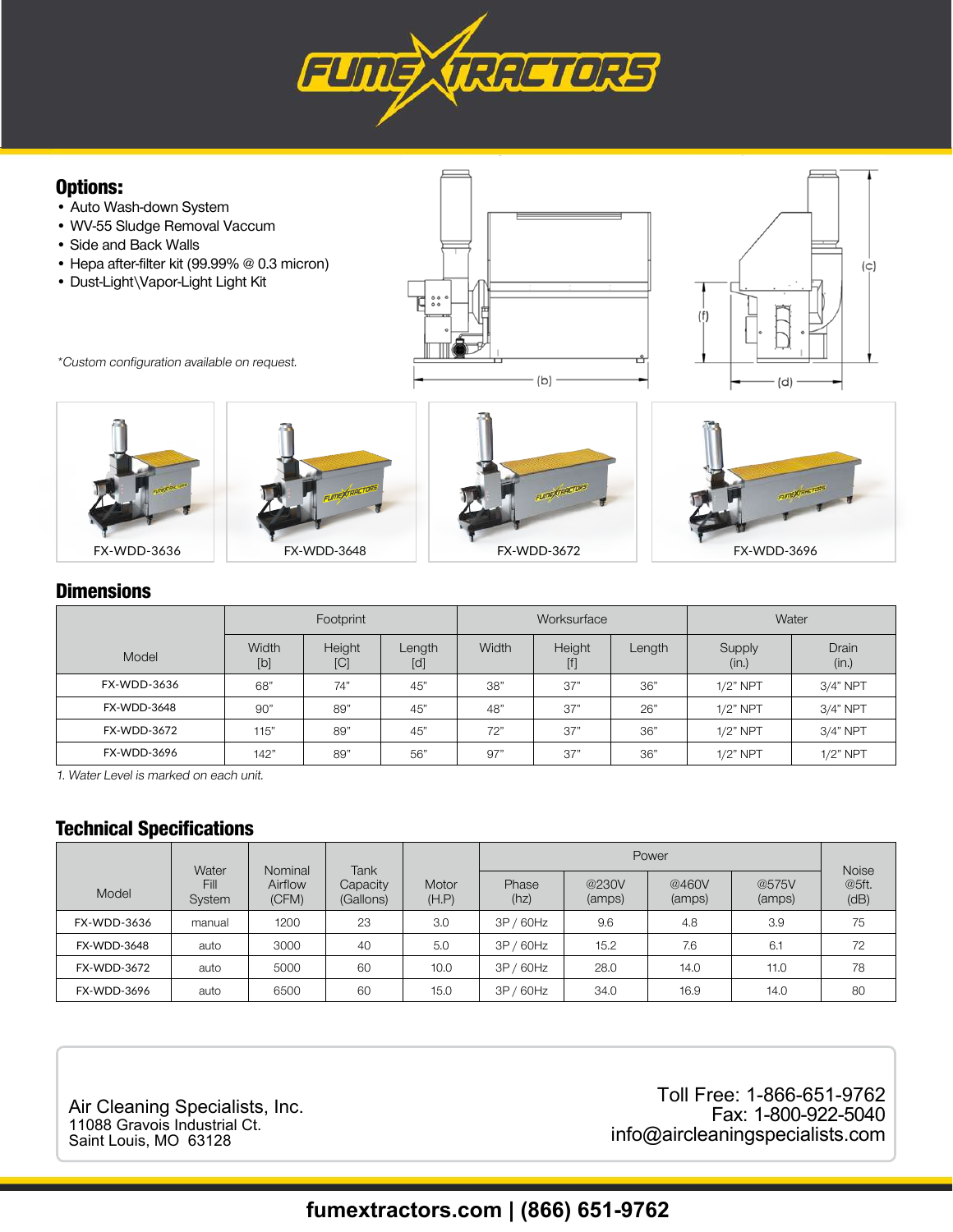# FUMEXTRACTORS

## Options:

- Auto Wash-down System
- WV-55 Sludge Removal Vaccum
- Side and Back Walls
- Hepa after-filter kit (99.99% @ 0.3 micron)
- Dust-Light\Vapor-Light Light Kit

*\*Custom configuration available on request.*

(b) (c) (d) (f)

FX-WDD-3636

FX-WDD-3648

FX-WDD-3672

FX-WDD-3696

## Dimensions

| Model | Footprint | | | Worksurface | | | Water | |
|---|---|---|---|---|---|---|---|---|
| | Width [b] | Height [C] | Length [d] | Width | Height [f] | Length | Supply (in.) | Drain (in.) |
| FX-WDD-3636 | 68" | 74" | 45" | 38" | 37" | 36" | 1/2" NPT | 3/4" NPT |
| FX-WDD-3648 | 90" | 89" | 45" | 48" | 37" | 26" | 1/2" NPT | 3/4" NPT |
| FX-WDD-3672 | 115" | 89" | 45" | 72" | 37" | 36" | 1/2" NPT | 3/4" NPT |
| FX-WDD-3696 | 142" | 89" | 56" | 97" | 37" | 36" | 1/2" NPT | 1/2" NPT |

*1. Water Level is marked on each unit.*

## Technical Specifications

| Model | Water Fill System | Nominal Airflow (CFM) | Tank Capacity (Gallons) | Motor (H.P) | Power | | | | Noise @5ft. (dB) |
|---|---|---|---|---|---|---|---|---|---|
| | | | | | Phase (hz) | @230V (amps) | @460V (amps) | @575V (amps) | |
| FX-WDD-3636 | manual | 1200 | 23 | 3.0 | 3P / 60Hz | 9.6 | 4.8 | 3.9 | 75 |
| FX-WDD-3648 | auto | 3000 | 40 | 5.0 | 3P / 60Hz | 15.2 | 7.6 | 6.1 | 72 |
| FX-WDD-3672 | auto | 5000 | 60 | 10.0 | 3P / 60Hz | 28.0 | 14.0 | 11.0 | 78 |
| FX-WDD-3696 | auto | 6500 | 60 | 15.0 | 3P / 60Hz | 34.0 | 16.9 | 14.0 | 80 |

Air Cleaning Specialists, Inc.
11088 Gravois Industrial Ct.
Saint Louis, MO 63128

Toll Free: 1-866-651-9762
Fax: 1-800-922-5040
info@aircleaningspecialists.com

**fumextractors.com | (866) 651-9762**